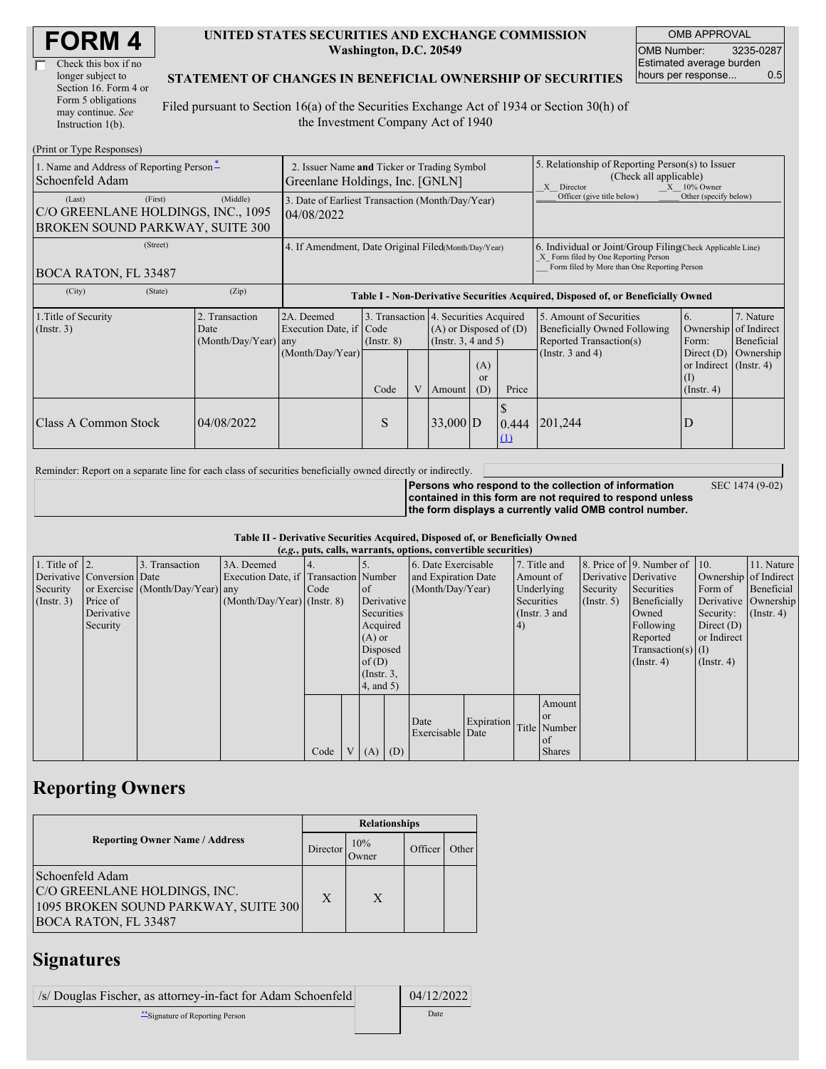# FORM 4

☐ Check this box if no longer subject to Section 16. Form 4 or Form 5 obligations may continue. *See* Instruction 1(b).

**UNITED STATES SECURITIES AND EXCHANGE COMMISSION**
**Washington, D.C. 20549**

**STATEMENT OF CHANGES IN BENEFICIAL OWNERSHIP OF SECURITIES**

Filed pursuant to Section 16(a) of the Securities Exchange Act of 1934 or Section 30(h) of the Investment Company Act of 1940

| OMB APPROVAL | |
|---|---|
| OMB Number: | 3235-0287 |
| Estimated average burden hours per response... | 0.5 |

(Print or Type Responses)

| 1. Name and Address of Reporting Person* | 2. Issuer Name and Ticker or Trading Symbol | 5. Relationship of Reporting Person(s) to Issuer (Check all applicable) |
|---|---|---|
| Schoenfeld Adam | Greenlane Holdings, Inc. [GNLN] | _X_ Director _X_ 10% Owner ___ Officer (give title below) ___ Other (specify below) |
| (Last) (First) (Middle) C/O GREENLANE HOLDINGS, INC., 1095 BROKEN SOUND PARKWAY, SUITE 300 | 3. Date of Earliest Transaction (Month/Day/Year) 04/08/2022 | |
| (Street) BOCA RATON, FL 33487 | 4. If Amendment, Date Original Filed (Month/Day/Year) | 6. Individual or Joint/Group Filing (Check Applicable Line) _X_ Form filed by One Reporting Person ___ Form filed by More than One Reporting Person |
| (City) (State) (Zip) | | |

**Table I - Non-Derivative Securities Acquired, Disposed of, or Beneficially Owned**

| 1.Title of Security (Instr. 3) | 2. Transaction Date (Month/Day/Year) | 2A. Deemed Execution Date, if any (Month/Day/Year) | 3. Transaction Code (Instr. 8) | | 4. Securities Acquired (A) or Disposed of (D) (Instr. 3, 4 and 5) | | | 5. Amount of Securities Beneficially Owned Following Reported Transaction(s) (Instr. 3 and 4) | 6. Ownership Form: Direct (D) or Indirect (I) (Instr. 4) | 7. Nature of Indirect Beneficial Ownership (Instr. 4) |
|---|---|---|---|---|---|---|---|---|---|---|
| | | | Code | V | Amount | (A) or (D) | Price | | | |
| Class A Common Stock | 04/08/2022 | | S | | 33,000 | D | $ 0.444 (1) | 201,244 | D | |

Reminder: Report on a separate line for each class of securities beneficially owned directly or indirectly.

**Persons who respond to the collection of information contained in this form are not required to respond unless the form displays a currently valid OMB control number.** SEC 1474 (9-02)

**Table II - Derivative Securities Acquired, Disposed of, or Beneficially Owned**
**(*e.g.*, puts, calls, warrants, options, convertible securities)**

| 1. Title of Derivative Security (Instr. 3) | 2. Conversion or Exercise Price of Derivative Security | 3. Transaction Date (Month/Day/Year) | 3A. Deemed Execution Date, if any (Month/Day/Year) | 4. Transaction Code (Instr. 8) | | 5. Number of Derivative Securities Acquired (A) or Disposed of (D) (Instr. 3, 4, and 5) | | 6. Date Exercisable and Expiration Date (Month/Day/Year) | | 7. Title and Amount of Underlying Securities (Instr. 3 and 4) | | 8. Price of Derivative Security (Instr. 5) | 9. Number of Derivative Securities Beneficially Owned Following Reported Transaction(s) (Instr. 4) | 10. Ownership Form of Derivative Security: Direct (D) or Indirect (I) (Instr. 4) | 11. Nature of Indirect Beneficial Ownership (Instr. 4) |
|---|---|---|---|---|---|---|---|---|---|---|---|---|---|---|---|
| | | | | Code | V | (A) | (D) | Date Exercisable | Expiration Date | Title | Amount or Number of Shares | | | | |

## Reporting Owners

| Reporting Owner Name / Address | Relationships | | | |
|---|---|---|---|---|
| | Director | 10% Owner | Officer | Other |
| Schoenfeld Adam C/O GREENLANE HOLDINGS, INC. 1095 BROKEN SOUND PARKWAY, SUITE 300 BOCA RATON, FL 33487 | X | X | | |

## Signatures

| /s/ Douglas Fischer, as attorney-in-fact for Adam Schoenfeld | 04/12/2022 |
|---|---|
| **Signature of Reporting Person | Date |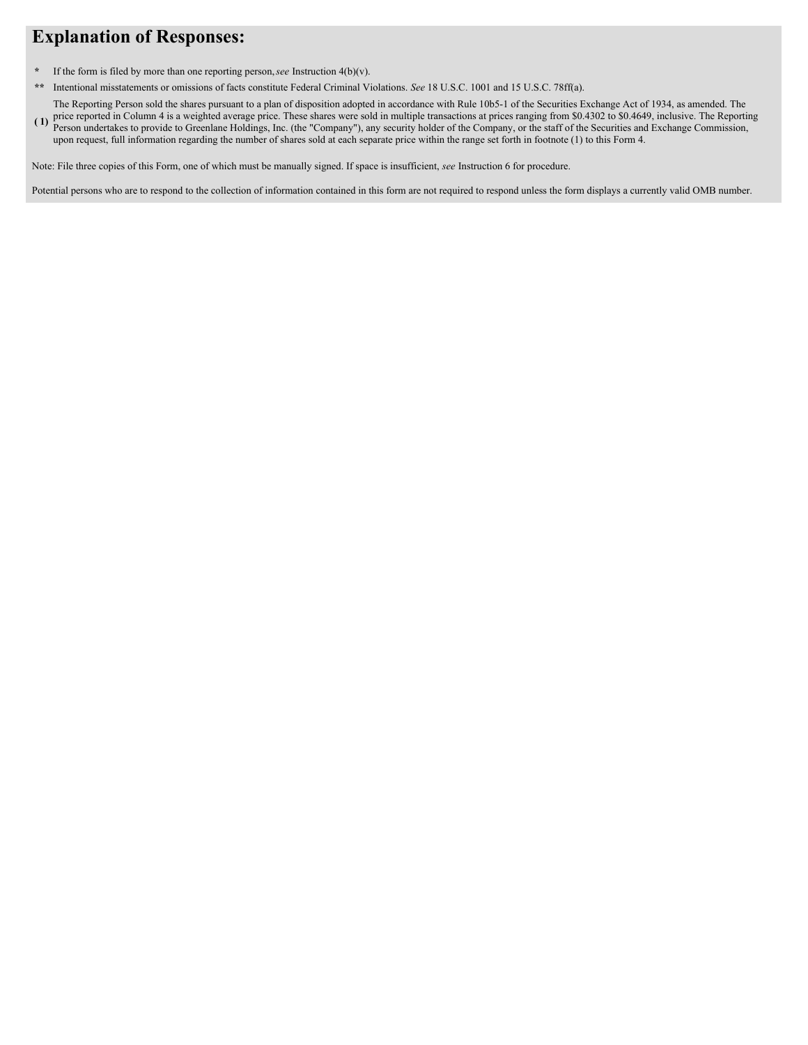# Explanation of Responses:

\* If the form is filed by more than one reporting person, *see* Instruction 4(b)(v).

\*\* Intentional misstatements or omissions of facts constitute Federal Criminal Violations. *See* 18 U.S.C. 1001 and 15 U.S.C. 78ff(a).

**( 1)** The Reporting Person sold the shares pursuant to a plan of disposition adopted in accordance with Rule 10b5-1 of the Securities Exchange Act of 1934, as amended. The price reported in Column 4 is a weighted average price. These shares were sold in multiple transactions at prices ranging from $0.4302 to $0.4649, inclusive. The Reporting Person undertakes to provide to Greenlane Holdings, Inc. (the "Company"), any security holder of the Company, or the staff of the Securities and Exchange Commission, upon request, full information regarding the number of shares sold at each separate price within the range set forth in footnote (1) to this Form 4.

Note: File three copies of this Form, one of which must be manually signed. If space is insufficient, *see* Instruction 6 for procedure.

Potential persons who are to respond to the collection of information contained in this form are not required to respond unless the form displays a currently valid OMB number.